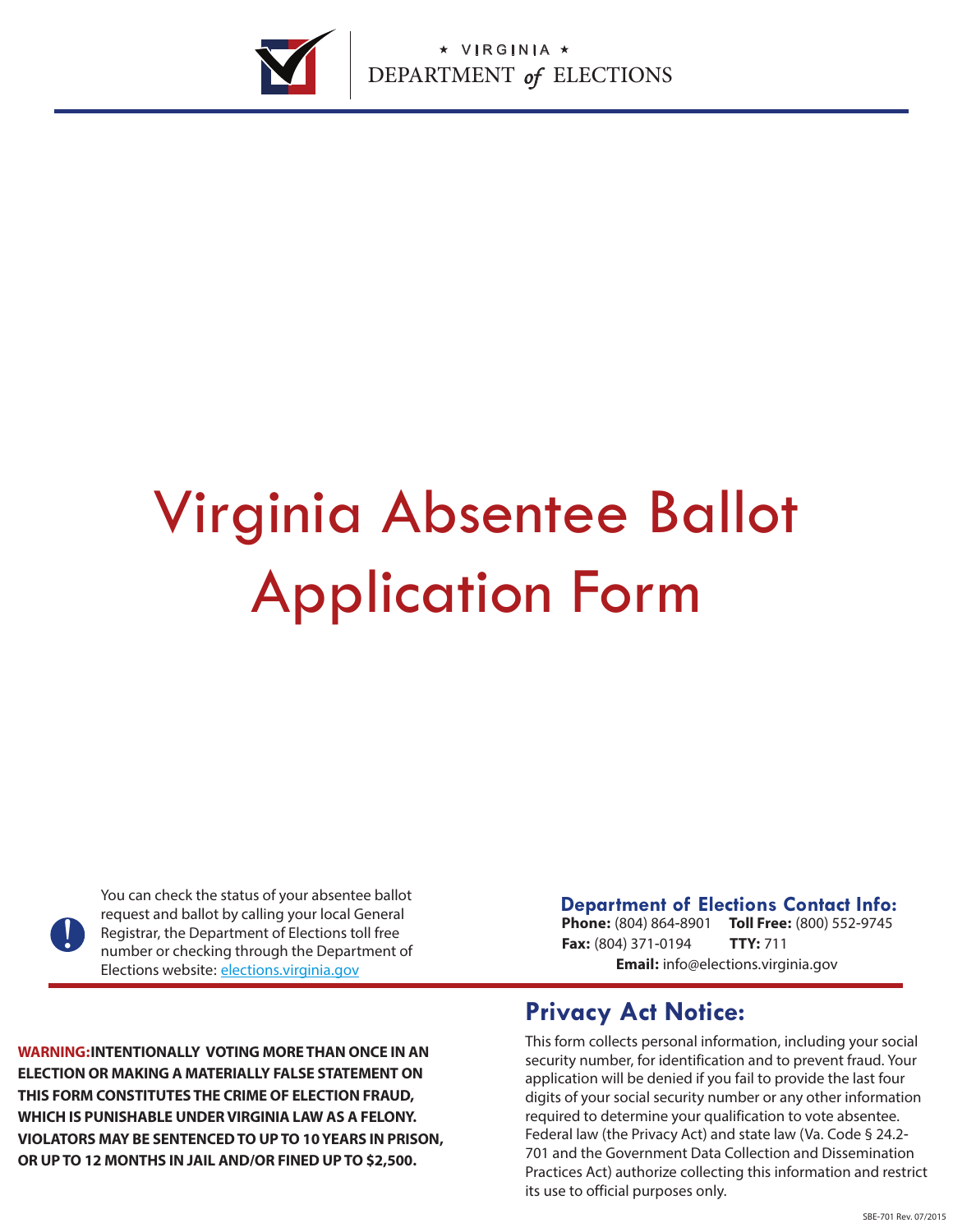★ VIRGINIA ★
DEPARTMENT *of* ELECTIONS

# Virginia Absentee Ballot Application Form

You can check the status of your absentee ballot request and ballot by calling your local General Registrar, the Department of Elections toll free number or checking through the Department of Elections website: [elections.virginia.gov](http://elections.virginia.gov)

## Department of Elections Contact Info:

**Phone:** (804) 864-8901 **Toll Free:** (800) 552-9745
**Fax:** (804) 371-0194 **TTY:** 711
**Email:** info@elections.virginia.gov

**WARNING: INTENTIONALLY VOTING MORE THAN ONCE IN AN ELECTION OR MAKING A MATERIALLY FALSE STATEMENT ON THIS FORM CONSTITUTES THE CRIME OF ELECTION FRAUD, WHICH IS PUNISHABLE UNDER VIRGINIA LAW AS A FELONY. VIOLATORS MAY BE SENTENCED TO UP TO 10 YEARS IN PRISON, OR UP TO 12 MONTHS IN JAIL AND/OR FINED UP TO $2,500.**

## Privacy Act Notice:

This form collects personal information, including your social security number, for identification and to prevent fraud. Your application will be denied if you fail to provide the last four digits of your social security number or any other information required to determine your qualification to vote absentee. Federal law (the Privacy Act) and state law (Va. Code § 24.2-701 and the Government Data Collection and Dissemination Practices Act) authorize collecting this information and restrict its use to official purposes only.

SBE-701 Rev. 07/2015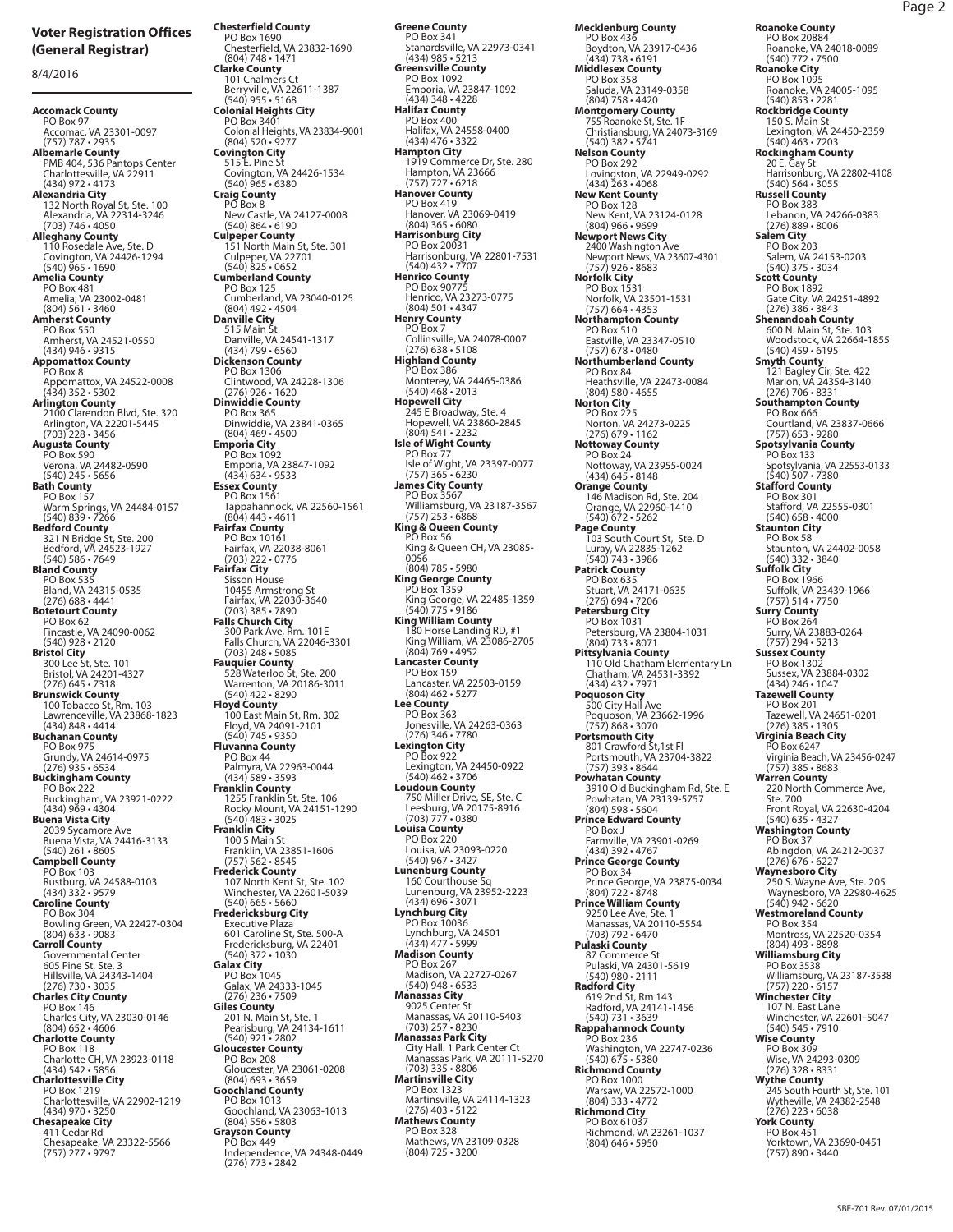## Voter Registration Offices (General Registrar)

8/4/2016

**Accomack County**
PO Box 97
Accomac, VA 23301-0097
(757) 787 • 2935

**Albemarle County**
PMB 404, 536 Pantops Center
Charlottesville, VA 22911
(434) 972 • 4173

**Alexandria City**
132 North Royal St, Ste. 100
Alexandria, VA 22314-3246
(703) 746 • 4050

**Alleghany County**
110 Rosedale Ave, Ste. D
Covington, VA 24426-1294
(540) 965 • 1690

**Amelia County**
PO Box 481
Amelia, VA 23002-0481
(804) 561 • 3460

**Amherst County**
PO Box 550
Amherst, VA 24521-0550
(434) 946 • 9315

**Appomattox County**
PO Box 8
Appomattox, VA 24522-0008
(434) 352 • 5302

**Arlington County**
2100 Clarendon Blvd, Ste. 320
Arlington, VA 22201-5445
(703) 228 • 3456

**Augusta County**
PO Box 590
Verona, VA 24482-0590
(540) 245 • 5656

**Bath County**
PO Box 157
Warm Springs, VA 24484-0157
(540) 839 • 7266

**Bedford County**
321 N Bridge St, Ste. 200
Bedford, VA 24523-1927
(540) 586 • 7649

**Bland County**
PO Box 535
Bland, VA 24315-0535
(276) 688 • 4441

**Botetourt County**
PO Box 62
Fincastle, VA 24090-0062
(540) 928 • 2120

**Bristol City**
300 Lee St, Ste. 101
Bristol, VA 24201-4327
(276) 645 • 7318

**Brunswick County**
100 Tobacco St, Rm. 103
Lawrenceville, VA 23868-1823
(434) 848 • 4414

**Buchanan County**
PO Box 975
Grundy, VA 24614-0975
(276) 935 • 6534

**Buckingham County**
PO Box 222
Buckingham, VA 23921-0222
(434) 969 • 4304

**Buena Vista City**
2039 Sycamore Ave
Buena Vista, VA 24416-3133
(540) 261 • 8605

**Campbell County**
PO Box 103
Rustburg, VA 24588-0103
(434) 332 • 9579

**Caroline County**
PO Box 304
Bowling Green, VA 22427-0304
(804) 633 • 9083

**Carroll County**
Governmental Center
605 Pine St, Ste. 3
Hillsville, VA 24343-1404
(276) 730 • 3035

**Charles City County**
PO Box 146
Charles City, VA 23030-0146
(804) 652 • 4606

**Charlotte County**
PO Box 118
Charlotte CH, VA 23923-0118
(434) 542 • 5856

**Charlottesville City**
PO Box 1219
Charlottesville, VA 22902-1219
(434) 970 • 3250

**Chesapeake City**
411 Cedar Rd
Chesapeake, VA 23322-5566
(757) 277 • 9797

**Chesterfield County**
PO Box 1690
Chesterfield, VA 23832-1690
(804) 748 • 1471

**Clarke County**
101 Chalmers Ct
Berryville, VA 22611-1387
(540) 955 • 5168

**Colonial Heights City**
PO Box 3401
Colonial Heights, VA 23834-9001
(804) 520 • 9277

**Covington City**
515 E. Pine St
Covington, VA 24426-1534
(540) 965 • 6380

**Craig County**
PO Box 8
New Castle, VA 24127-0008
(540) 864 • 6190

**Culpeper County**
151 North Main St, Ste. 301
Culpeper, VA 22701
(540) 825 • 0652

**Cumberland County**
PO Box 125
Cumberland, VA 23040-0125
(804) 492 • 4504

**Danville City**
515 Main St
Danville, VA 24541-1317
(434) 799 • 6560

**Dickenson County**
PO Box 1306
Clintwood, VA 24228-1306
(276) 926 • 1620

**Dinwiddie County**
PO Box 365
Dinwiddie, VA 23841-0365
(804) 469 • 4500

**Emporia City**
PO Box 1092
Emporia, VA 23847-1092
(434) 634 • 9533

**Essex County**
PO Box 1561
Tappahannock, VA 22560-1561
(804) 443 • 4611

**Fairfax County**
PO Box 10161
Fairfax, VA 22038-8061
(703) 222 • 0776

**Fairfax City**
Sisson House
10455 Armstrong St
Fairfax, VA 22030-3640
(703) 385 • 7890

**Falls Church City**
300 Park Ave, Rm. 101E
Falls Church, VA 22046-3301
(703) 248 • 5085

**Fauquier County**
528 Waterloo St, Ste. 200
Warrenton, VA 20186-3011
(540) 422 • 8290

**Floyd County**
100 East Main St, Rm. 302
Floyd, VA 24091-2101
(540) 745 • 9350

**Fluvanna County**
PO Box 44
Palmyra, VA 22963-0044
(434) 589 • 3593

**Franklin County**
1255 Franklin St, Ste. 106
Rocky Mount, VA 24151-1290
(540) 483 • 3025

**Franklin City**
100 S Main St
Franklin, VA 23851-1606
(757) 562 • 8545

**Frederick County**
107 North Kent St, Ste. 102
Winchester, VA 22601-5039
(540) 665 • 5660

**Fredericksburg City**
Executive Plaza
601 Caroline St, Ste. 500-A
Fredericksburg, VA 22401
(540) 372 • 1030

**Galax City**
PO Box 1045
Galax, VA 24333-1045
(276) 236 • 7509

**Giles County**
201 N. Main St, Ste. 1
Pearisburg, VA 24134-1611
(540) 921 • 2802

**Gloucester County**
PO Box 208
Gloucester, VA 23061-0208
(804) 693 • 3659

**Goochland County**
PO Box 1013
Goochland, VA 23063-1013
(804) 556 • 5803

**Grayson County**
PO Box 449
Independence, VA 24348-0449
(276) 773 • 2842

**Greene County**
PO Box 341
Stanardsville, VA 22973-0341
(434) 985 • 5213

**Greensville County**
PO Box 1092
Emporia, VA 23847-1092
(434) 348 • 4228

**Halifax County**
PO Box 400
Halifax, VA 24558-0400
(434) 476 • 3322

**Hampton City**
1919 Commerce Dr, Ste. 280
Hampton, VA 23666
(757) 727 • 6218

**Hanover County**
PO Box 419
Hanover, VA 23069-0419
(804) 365 • 6080

**Harrisonburg City**
PO Box 20031
Harrisonburg, VA 22801-7531
(540) 432 • 7707

**Henrico County**
PO Box 90775
Henrico, VA 23273-0775
(804) 501 • 4347

**Henry County**
PO Box 7
Collinsville, VA 24078-0007
(276) 638 • 5108

**Highland County**
PO Box 386
Monterey, VA 24465-0386
(540) 468 • 2013

**Hopewell City**
245 E Broadway, Ste. 4
Hopewell, VA 23860-2845
(804) 541 • 2232

**Isle of Wight County**
PO Box 77
Isle of Wight, VA 23397-0077
(757) 365 • 6230

**James City County**
PO Box 3567
Williamsburg, VA 23187-3567
(757) 253 • 6868

**King & Queen County**
PO Box 56
King & Queen CH, VA 23085-0056
(804) 785 • 5980

**King George County**
PO Box 1359
King George, VA 22485-1359
(540) 775 • 9186

**King William County**
180 Horse Landing RD, #1
King William, VA 23086-2705
(804) 769 • 4952

**Lancaster County**
PO Box 159
Lancaster, VA 22503-0159
(804) 462 • 5277

**Lee County**
PO Box 363
Jonesville, VA 24263-0363
(276) 346 • 7780

**Lexington City**
PO Box 922
Lexington, VA 24450-0922
(540) 462 • 3706

**Loudoun County**
750 Miller Drive, SE, Ste. C
Leesburg, VA 20175-8916
(703) 777 • 0380

**Louisa County**
PO Box 220
Louisa, VA 23093-0220
(540) 967 • 3427

**Lunenburg County**
160 Courthouse Sq
Lunenburg, VA 23952-2223
(434) 696 • 3071

**Lynchburg City**
PO Box 10036
Lynchburg, VA 24501
(434) 477 • 5999

**Madison County**
PO Box 267
Madison, VA 22727-0267
(540) 948 • 6533

**Manassas City**
9025 Center St
Manassas, VA 20110-5403
(703) 257 • 8230

**Manassas Park City**
City Hall. 1 Park Center Ct
Manassas Park, VA 20111-5270
(703) 335 • 8806

**Martinsville City**
PO Box 1323
Martinsville, VA 24114-1323
(276) 403 • 5122

**Mathews County**
PO Box 328
Mathews, VA 23109-0328
(804) 725 • 3200

**Mecklenburg County**
PO Box 436
Boydton, VA 23917-0436
(434) 738 • 6191

**Middlesex County**
PO Box 358
Saluda, VA 23149-0358
(804) 758 • 4420

**Montgomery County**
755 Roanoke St, Ste. 1F
Christiansburg, VA 24073-3169
(540) 382 • 5741

**Nelson County**
PO Box 292
Lovingston, VA 22949-0292
(434) 263 • 4068

**New Kent County**
PO Box 128
New Kent, VA 23124-0128
(804) 966 • 9699

**Newport News City**
2400 Washington Ave
Newport News, VA 23607-4301
(757) 926 • 8683

**Norfolk City**
PO Box 1531
Norfolk, VA 23501-1531
(757) 664 • 4353

**Northampton County**
PO Box 510
Eastville, VA 23347-0510
(757) 678 • 0480

**Northumberland County**
PO Box 84
Heathsville, VA 22473-0084
(804) 580 • 4655

**Norton City**
PO Box 225
Norton, VA 24273-0225
(276) 679 • 1162

**Nottoway County**
PO Box 24
Nottoway, VA 23955-0024
(434) 645 • 8148

**Orange County**
146 Madison Rd, Ste. 204
Orange, VA 22960-1410
(540) 672 • 5262

**Page County**
103 South Court St, Ste. D
Luray, VA 22835-1262
(540) 743 • 3986

**Patrick County**
PO Box 635
Stuart, VA 24171-0635
(276) 694 • 7206

**Petersburg City**
PO Box 1031
Petersburg, VA 23804-1031
(804) 733 • 8071

**Pittsylvania County**
110 Old Chatham Elementary Ln
Chatham, VA 24531-3392
(434) 432 • 7971

**Poquoson City**
500 City Hall Ave
Poquoson, VA 23662-1996
(757) 868 • 3070

**Portsmouth City**
801 Crawford St,1st Fl
Portsmouth, VA 23704-3822
(757) 393 • 8644

**Powhatan County**
3910 Old Buckingham Rd, Ste. E
Powhatan, VA 23139-5757
(804) 598 • 5604

**Prince Edward County**
PO Box J
Farmville, VA 23901-0269
(434) 392 • 4767

**Prince George County**
PO Box 34
Prince George, VA 23875-0034
(804) 722 • 8748

**Prince William County**
9250 Lee Ave, Ste. 1
Manassas, VA 20110-5554
(703) 792 • 6470

**Pulaski County**
87 Commerce St
Pulaski, VA 24301-5619
(540) 980 • 2111

**Radford City**
619 2nd St, Rm 143
Radford, VA 24141-1456
(540) 731 • 3639

**Rappahannock County**
PO Box 236
Washington, VA 22747-0236
(540) 675 • 5380

**Richmond County**
PO Box 1000
Warsaw, VA 22572-1000
(804) 333 • 4772

**Richmond City**
PO Box 61037
Richmond, VA 23261-1037
(804) 646 • 5950

**Roanoke County**
PO Box 20884
Roanoke, VA 24018-0089
(540) 772 • 7500

**Roanoke City**
PO Box 1095
Roanoke, VA 24005-1095
(540) 853 • 2281

**Rockbridge County**
150 S. Main St
Lexington, VA 24450-2359
(540) 463 • 7203

**Rockingham County**
20 E. Gay St
Harrisonburg, VA 22802-4108
(540) 564 • 3055

**Russell County**
PO Box 383
Lebanon, VA 24266-0383
(276) 889 • 8006

**Salem City**
PO Box 203
Salem, VA 24153-0203
(540) 375 • 3034

**Scott County**
PO Box 1892
Gate City, VA 24251-4892
(276) 386 • 3843

**Shenandoah County**
600 N. Main St, Ste. 103
Woodstock, VA 22664-1855
(540) 459 • 6195

**Smyth County**
121 Bagley Cir, Ste. 422
Marion, VA 24354-3140
(276) 706 • 8331

**Southampton County**
PO Box 666
Courtland, VA 23837-0666
(757) 653 • 9280

**Spotsylvania County**
PO Box 133
Spotsylvania, VA 22553-0133
(540) 507 • 7380

**Stafford County**
PO Box 301
Stafford, VA 22555-0301
(540) 658 • 4000

**Staunton City**
PO Box 58
Staunton, VA 24402-0058
(540) 332 • 3840

**Suffolk City**
PO Box 1966
Suffolk, VA 23439-1966
(757) 514 • 7750

**Surry County**
PO Box 264
Surry, VA 23883-0264
(757) 294 • 5213

**Sussex County**
PO Box 1302
Sussex, VA 23884-0302
(434) 246 • 1047

**Tazewell County**
PO Box 201
Tazewell, VA 24651-0201
(276) 385 • 1305

**Virginia Beach City**
PO Box 6247
Virginia Beach, VA 23456-0247
(757) 385 • 8683

**Warren County**
220 North Commerce Ave, Ste. 700
Front Royal, VA 22630-4204
(540) 635 • 4327

**Washington County**
PO Box 37
Abingdon, VA 24212-0037
(276) 676 • 6227

**Waynesboro City**
250 S. Wayne Ave, Ste. 205
Waynesboro, VA 22980-4625
(540) 942 • 6620

**Westmoreland County**
PO Box 354
Montross, VA 22520-0354
(804) 493 • 8898

**Williamsburg City**
PO Box 3538
Williamsburg, VA 23187-3538
(757) 220 • 6157

**Winchester City**
107 N. East Lane
Winchester, VA 22601-5047
(540) 545 • 7910

**Wise County**
PO Box 309
Wise, VA 24293-0309
(276) 328 • 8331

**Wythe County**
245 South Fourth St, Ste. 101
Wytheville, VA 24382-2548
(276) 223 • 6038

**York County**
PO Box 451
Yorktown, VA 23690-0451
(757) 890 • 3440

SBE-701 Rev. 07/01/2015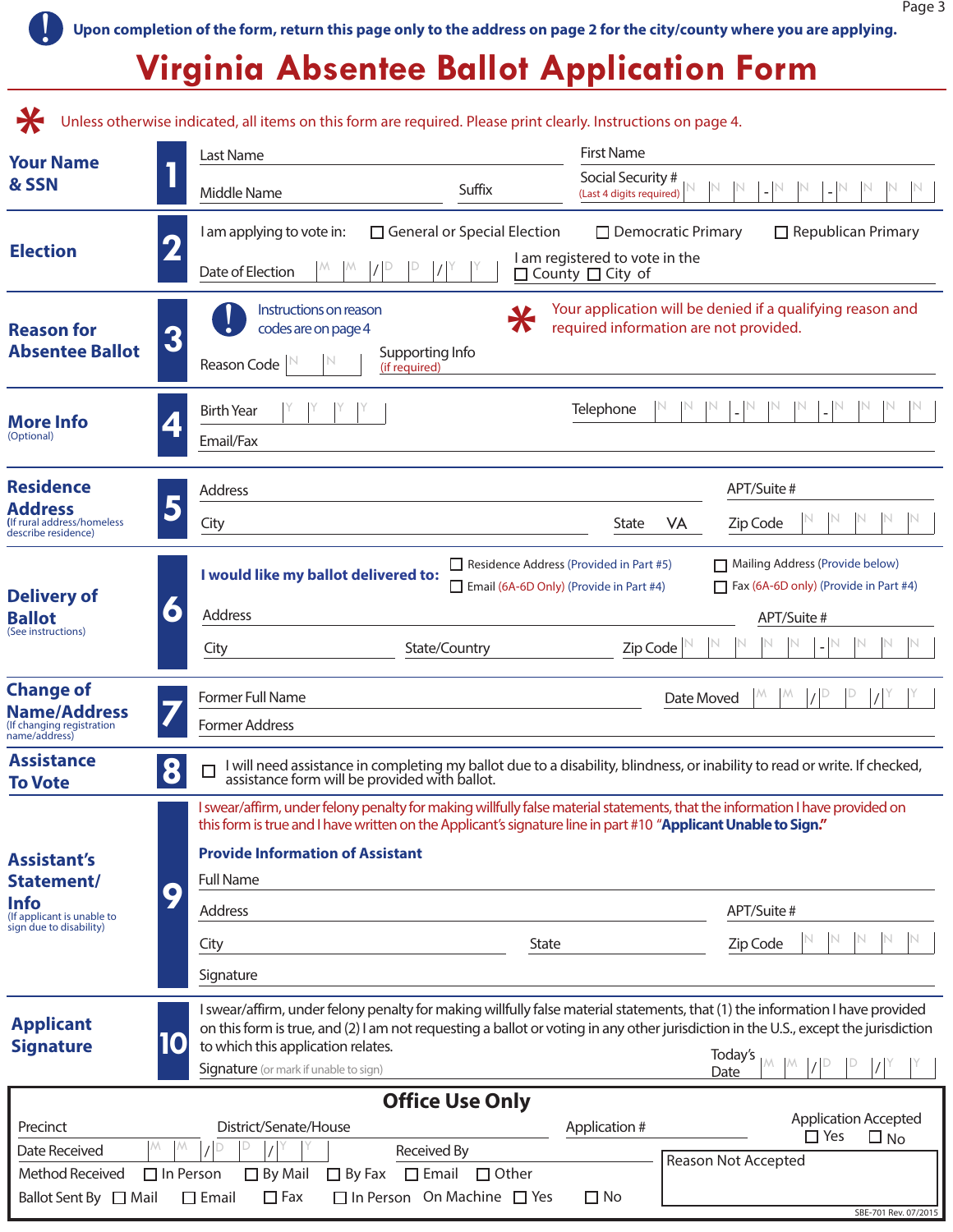Upon completion of the form, return this page only to the address on page 2 for the city/county where you are applying.

# Virginia Absentee Ballot Application Form

\* Unless otherwise indicated, all items on this form are required. Please print clearly. Instructions on page 4.

## 1 Your Name & SSN

Last Name ____________________ First Name ____________________

Middle Name ____________________ Suffix ________

Social Security # (Last 4 digits required) N N N - N N - N N N N

## 2 Election

I am applying to vote in: ☐ General or Special Election ☐ Democratic Primary ☐ Republican Primary

Date of Election M M / D D / Y Y

I am registered to vote in the ☐ County ☐ City of ____________________

## 3 Reason for Absentee Ballot

Instructions on reason codes are on page 4

\* Your application will be denied if a qualifying reason and required information are not provided.

Reason Code N N

Supporting Info (if required) ____________________

## 4 More Info (Optional)

Birth Year Y Y Y Y

Telephone N N N - N N N - N N N N

Email/Fax ____________________

## 5 Residence Address (If rural address/homeless describe residence)

Address ____________________ APT/Suite # ________

City ____________________ State VA Zip Code N N N N N

## 6 Delivery of Ballot (See instructions)

**I would like my ballot delivered to:**

☐ Residence Address (Provided in Part #5)
☐ Mailing Address (Provide below)
☐ Email (6A-6D Only) (Provide in Part #4)
☐ Fax (6A-6D only) (Provide in Part #4)

Address ____________________ APT/Suite # ________

City ____________________ State/Country ____________________ Zip Code N N N N N - N N N N

## 7 Change of Name/Address (If changing registration name/address)

Former Full Name ____________________ Date Moved M M / D D / Y Y

Former Address ____________________

## 8 Assistance To Vote

☐ I will need assistance in completing my ballot due to a disability, blindness, or inability to read or write. If checked, assistance form will be provided with ballot.

## 9 Assistant's Statement/Info (If applicant is unable to sign due to disability)

I swear/affirm, under felony penalty for making willfully false material statements, that the information I have provided on this form is true and I have written on the Applicant's signature line in part #10 "**Applicant Unable to Sign.**"

**Provide Information of Assistant**

Full Name ____________________

Address ____________________ APT/Suite # ________

City ____________________ State ________ Zip Code N N N N N

Signature ____________________

## 10 Applicant Signature

I swear/affirm, under felony penalty for making willfully false material statements, that (1) the information I have provided on this form is true, and (2) I am not requesting a ballot or voting in any other jurisdiction in the U.S., except the jurisdiction to which this application relates.

Signature (or mark if unable to sign) ____________________ Today's Date M M / D D / Y Y

## Office Use Only

Precinct ________ District/Senate/House ________ Application # ________

Application Accepted ☐ Yes ☐ No

Date Received M M / D D / Y Y Received By ________

Method Received ☐ In Person ☐ By Mail ☐ By Fax ☐ Email ☐ Other

Ballot Sent By ☐ Mail ☐ Email ☐ Fax ☐ In Person On Machine ☐ Yes ☐ No

Reason Not Accepted ____________________

SBE-701 Rev. 07/2015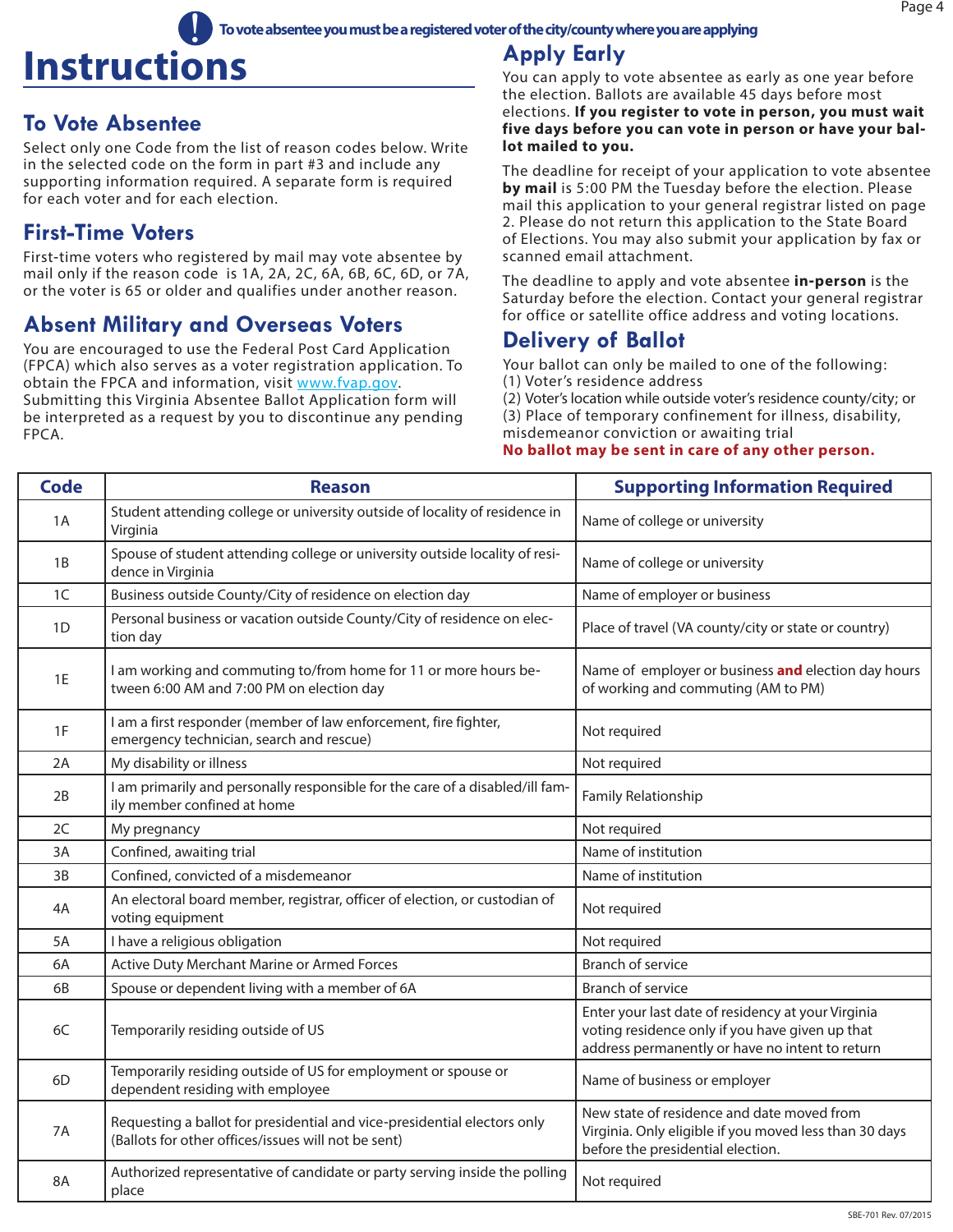**To vote absentee you must be a registered voter of the city/county where you are applying**

# Instructions

## To Vote Absentee

Select only one Code from the list of reason codes below. Write in the selected code on the form in part #3 and include any supporting information required. A separate form is required for each voter and for each election.

## First-Time Voters

First-time voters who registered by mail may vote absentee by mail only if the reason code is 1A, 2A, 2C, 6A, 6B, 6C, 6D, or 7A, or the voter is 65 or older and qualifies under another reason.

## Absent Military and Overseas Voters

You are encouraged to use the Federal Post Card Application (FPCA) which also serves as a voter registration application. To obtain the FPCA and information, visit www.fvap.gov. Submitting this Virginia Absentee Ballot Application form will be interpreted as a request by you to discontinue any pending FPCA.

## Apply Early

You can apply to vote absentee as early as one year before the election. Ballots are available 45 days before most elections. **If you register to vote in person, you must wait five days before you can vote in person or have your ballot mailed to you.**

The deadline for receipt of your application to vote absentee **by mail** is 5:00 PM the Tuesday before the election. Please mail this application to your general registrar listed on page 2. Please do not return this application to the State Board of Elections. You may also submit your application by fax or scanned email attachment.

The deadline to apply and vote absentee **in-person** is the Saturday before the election. Contact your general registrar for office or satellite office address and voting locations.

## Delivery of Ballot

Your ballot can only be mailed to one of the following:
(1) Voter's residence address
(2) Voter's location while outside voter's residence county/city; or
(3) Place of temporary confinement for illness, disability, misdemeanor conviction or awaiting trial

**No ballot may be sent in care of any other person.**

| Code | Reason | Supporting Information Required |
|---|---|---|
| 1A | Student attending college or university outside of locality of residence in Virginia | Name of college or university |
| 1B | Spouse of student attending college or university outside locality of residence in Virginia | Name of college or university |
| 1C | Business outside County/City of residence on election day | Name of employer or business |
| 1D | Personal business or vacation outside County/City of residence on election day | Place of travel (VA county/city or state or country) |
| 1E | I am working and commuting to/from home for 11 or more hours between 6:00 AM and 7:00 PM on election day | Name of employer or business **and** election day hours of working and commuting (AM to PM) |
| 1F | I am a first responder (member of law enforcement, fire fighter, emergency technician, search and rescue) | Not required |
| 2A | My disability or illness | Not required |
| 2B | I am primarily and personally responsible for the care of a disabled/ill family member confined at home | Family Relationship |
| 2C | My pregnancy | Not required |
| 3A | Confined, awaiting trial | Name of institution |
| 3B | Confined, convicted of a misdemeanor | Name of institution |
| 4A | An electoral board member, registrar, officer of election, or custodian of voting equipment | Not required |
| 5A | I have a religious obligation | Not required |
| 6A | Active Duty Merchant Marine or Armed Forces | Branch of service |
| 6B | Spouse or dependent living with a member of 6A | Branch of service |
| 6C | Temporarily residing outside of US | Enter your last date of residency at your Virginia voting residence only if you have given up that address permanently or have no intent to return |
| 6D | Temporarily residing outside of US for employment or spouse or dependent residing with employee | Name of business or employer |
| 7A | Requesting a ballot for presidential and vice-presidential electors only (Ballots for other offices/issues will not be sent) | New state of residence and date moved from Virginia. Only eligible if you moved less than 30 days before the presidential election. |
| 8A | Authorized representative of candidate or party serving inside the polling place | Not required |

SBE-701 Rev. 07/2015